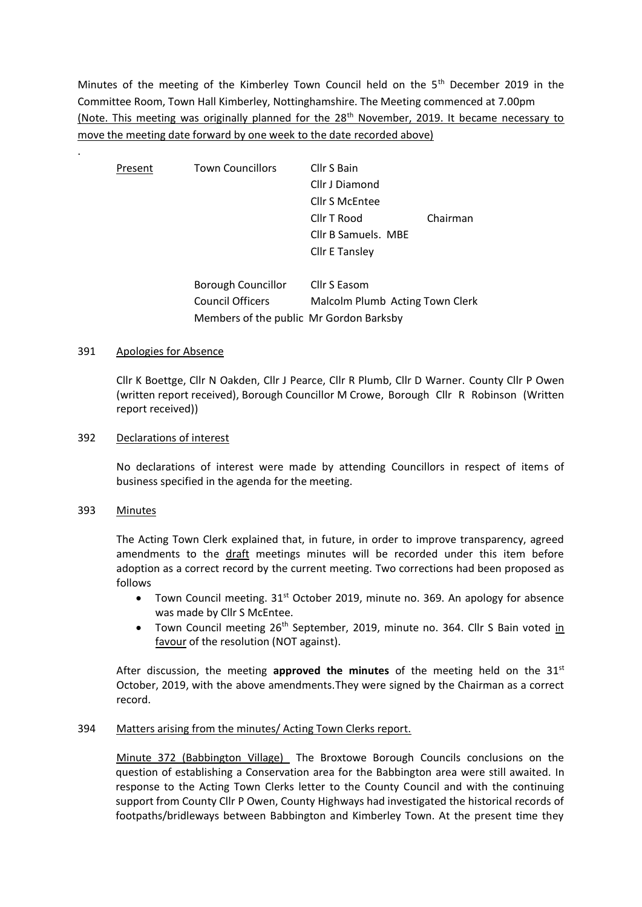Minutes of the meeting of the Kimberley Town Council held on the 5th December 2019 in the Committee Room, Town Hall Kimberley, Nottinghamshire. The Meeting commenced at 7.00pm

(Note. This meeting was originally planned for the 28th November, 2019. It became necessary to move the meeting date forward by one week to the date recorded above)

.

| Present | Town Councillors | Cllr S Bain | |
|---|---|---|---|
| | | Cllr J Diamond | |
| | | Cllr S McEntee | |
| | | Cllr T Rood | Chairman |
| | | Cllr B Samuels. MBE | |
| | | Cllr E Tansley | |
| | Borough Councillor | Cllr S Easom | |
| | Council Officers | Malcolm Plumb Acting Town Clerk | |
| | Members of the public | Mr Gordon Barksby | |

## 391 Apologies for Absence

Cllr K Boettge, Cllr N Oakden, Cllr J Pearce, Cllr R Plumb, Cllr D Warner. County Cllr P Owen (written report received), Borough Councillor M Crowe, Borough Cllr R Robinson (Written report received))

## 392 Declarations of interest

No declarations of interest were made by attending Councillors in respect of items of business specified in the agenda for the meeting.

## 393 Minutes

The Acting Town Clerk explained that, in future, in order to improve transparency, agreed amendments to the draft meetings minutes will be recorded under this item before adoption as a correct record by the current meeting. Two corrections had been proposed as follows

- Town Council meeting. 31st October 2019, minute no. 369. An apology for absence was made by Cllr S McEntee.
- Town Council meeting 26th September, 2019, minute no. 364. Cllr S Bain voted in favour of the resolution (NOT against).

After discussion, the meeting **approved the minutes** of the meeting held on the 31st October, 2019, with the above amendments.They were signed by the Chairman as a correct record.

## 394 Matters arising from the minutes/ Acting Town Clerks report.

Minute 372 (Babbington Village) The Broxtowe Borough Councils conclusions on the question of establishing a Conservation area for the Babbington area were still awaited. In response to the Acting Town Clerks letter to the County Council and with the continuing support from County Cllr P Owen, County Highways had investigated the historical records of footpaths/bridleways between Babbington and Kimberley Town. At the present time they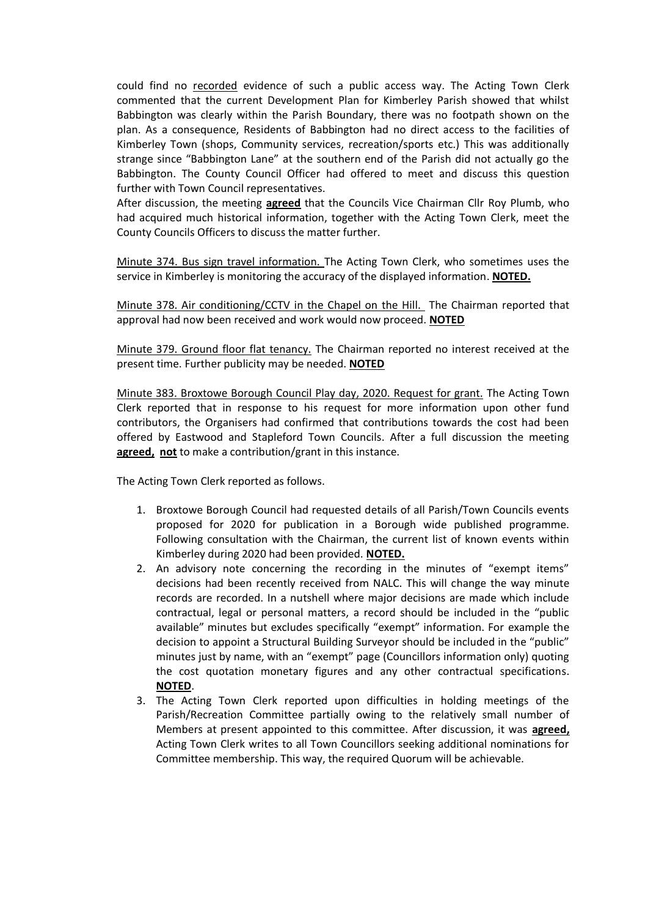could find no recorded evidence of such a public access way. The Acting Town Clerk commented that the current Development Plan for Kimberley Parish showed that whilst Babbington was clearly within the Parish Boundary, there was no footpath shown on the plan. As a consequence, Residents of Babbington had no direct access to the facilities of Kimberley Town (shops, Community services, recreation/sports etc.) This was additionally strange since "Babbington Lane" at the southern end of the Parish did not actually go the Babbington. The County Council Officer had offered to meet and discuss this question further with Town Council representatives.
After discussion, the meeting **agreed** that the Councils Vice Chairman Cllr Roy Plumb, who had acquired much historical information, together with the Acting Town Clerk, meet the County Councils Officers to discuss the matter further.

Minute 374. Bus sign travel information. The Acting Town Clerk, who sometimes uses the service in Kimberley is monitoring the accuracy of the displayed information. **NOTED.**

Minute 378. Air conditioning/CCTV in the Chapel on the Hill. The Chairman reported that approval had now been received and work would now proceed. **NOTED**

Minute 379. Ground floor flat tenancy. The Chairman reported no interest received at the present time. Further publicity may be needed. **NOTED**

Minute 383. Broxtowe Borough Council Play day, 2020. Request for grant. The Acting Town Clerk reported that in response to his request for more information upon other fund contributors, the Organisers had confirmed that contributions towards the cost had been offered by Eastwood and Stapleford Town Councils. After a full discussion the meeting **agreed, not** to make a contribution/grant in this instance.

The Acting Town Clerk reported as follows.

1. Broxtowe Borough Council had requested details of all Parish/Town Councils events proposed for 2020 for publication in a Borough wide published programme. Following consultation with the Chairman, the current list of known events within Kimberley during 2020 had been provided. **NOTED.**
2. An advisory note concerning the recording in the minutes of "exempt items" decisions had been recently received from NALC. This will change the way minute records are recorded. In a nutshell where major decisions are made which include contractual, legal or personal matters, a record should be included in the "public available" minutes but excludes specifically "exempt" information. For example the decision to appoint a Structural Building Surveyor should be included in the "public" minutes just by name, with an "exempt" page (Councillors information only) quoting the cost quotation monetary figures and any other contractual specifications. **NOTED**.
3. The Acting Town Clerk reported upon difficulties in holding meetings of the Parish/Recreation Committee partially owing to the relatively small number of Members at present appointed to this committee. After discussion, it was **agreed,** Acting Town Clerk writes to all Town Councillors seeking additional nominations for Committee membership. This way, the required Quorum will be achievable.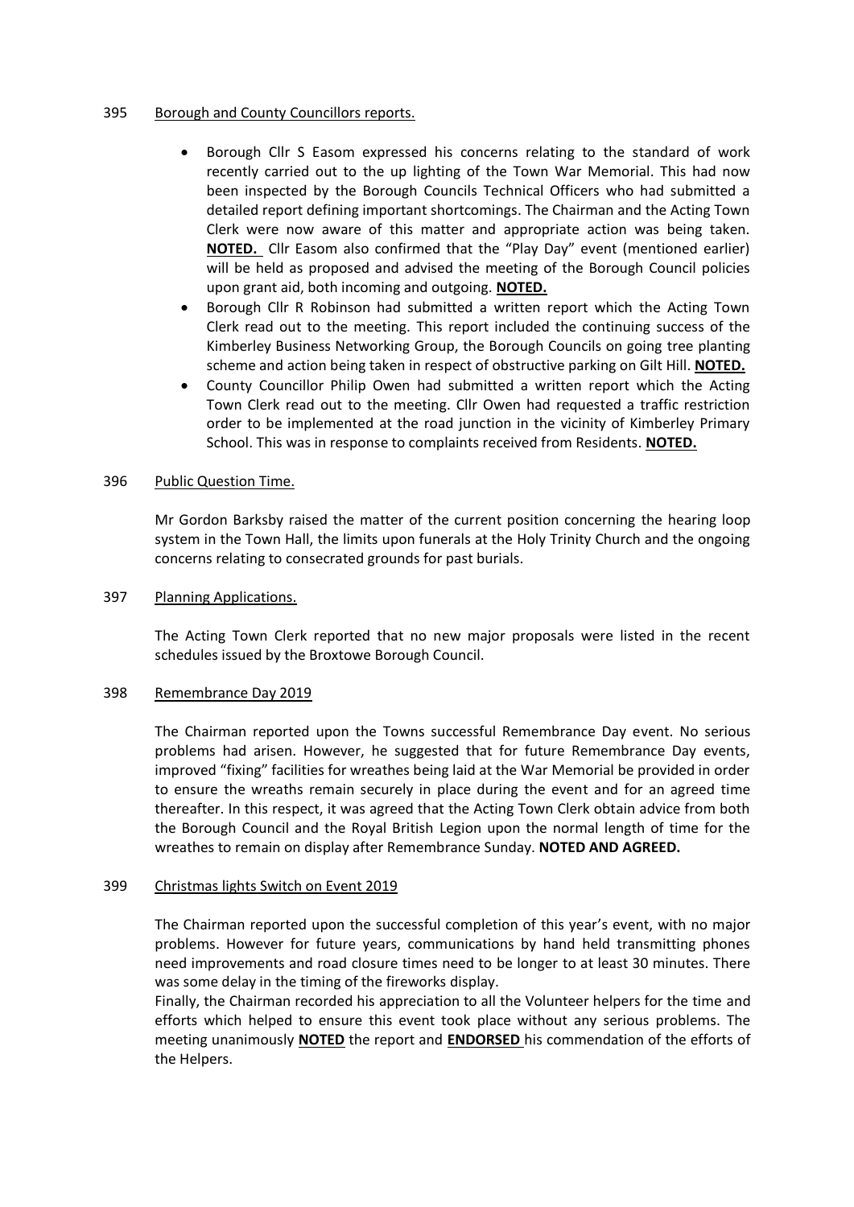395 Borough and County Councillors reports.

- Borough Cllr S Easom expressed his concerns relating to the standard of work recently carried out to the up lighting of the Town War Memorial. This had now been inspected by the Borough Councils Technical Officers who had submitted a detailed report defining important shortcomings. The Chairman and the Acting Town Clerk were now aware of this matter and appropriate action was being taken. **NOTED.** Cllr Easom also confirmed that the "Play Day" event (mentioned earlier) will be held as proposed and advised the meeting of the Borough Council policies upon grant aid, both incoming and outgoing. **NOTED.**
- Borough Cllr R Robinson had submitted a written report which the Acting Town Clerk read out to the meeting. This report included the continuing success of the Kimberley Business Networking Group, the Borough Councils on going tree planting scheme and action being taken in respect of obstructive parking on Gilt Hill. **NOTED.**
- County Councillor Philip Owen had submitted a written report which the Acting Town Clerk read out to the meeting. Cllr Owen had requested a traffic restriction order to be implemented at the road junction in the vicinity of Kimberley Primary School. This was in response to complaints received from Residents. **NOTED.**

396 Public Question Time.

Mr Gordon Barksby raised the matter of the current position concerning the hearing loop system in the Town Hall, the limits upon funerals at the Holy Trinity Church and the ongoing concerns relating to consecrated grounds for past burials.

397 Planning Applications.

The Acting Town Clerk reported that no new major proposals were listed in the recent schedules issued by the Broxtowe Borough Council.

398 Remembrance Day 2019

The Chairman reported upon the Towns successful Remembrance Day event. No serious problems had arisen. However, he suggested that for future Remembrance Day events, improved "fixing" facilities for wreathes being laid at the War Memorial be provided in order to ensure the wreaths remain securely in place during the event and for an agreed time thereafter. In this respect, it was agreed that the Acting Town Clerk obtain advice from both the Borough Council and the Royal British Legion upon the normal length of time for the wreathes to remain on display after Remembrance Sunday. **NOTED AND AGREED.**

399 Christmas lights Switch on Event 2019

The Chairman reported upon the successful completion of this year's event, with no major problems. However for future years, communications by hand held transmitting phones need improvements and road closure times need to be longer to at least 30 minutes. There was some delay in the timing of the fireworks display.

Finally, the Chairman recorded his appreciation to all the Volunteer helpers for the time and efforts which helped to ensure this event took place without any serious problems. The meeting unanimously **NOTED** the report and **ENDORSED** his commendation of the efforts of the Helpers.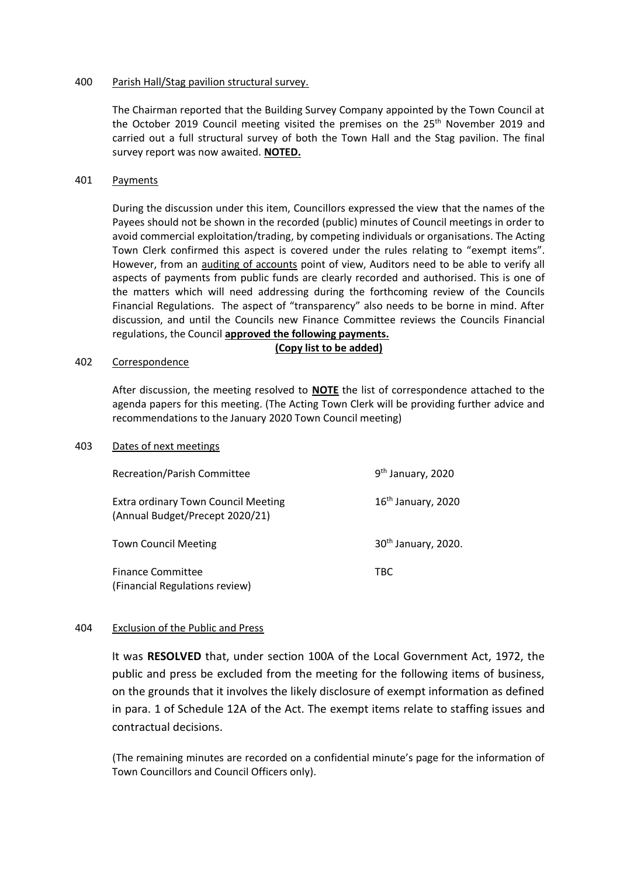400 <u>Parish Hall/Stag pavilion structural survey.</u>

The Chairman reported that the Building Survey Company appointed by the Town Council at the October 2019 Council meeting visited the premises on the 25th November 2019 and carried out a full structural survey of both the Town Hall and the Stag pavilion. The final survey report was now awaited. **<u>NOTED.</u>**

401 <u>Payments</u>

During the discussion under this item, Councillors expressed the view that the names of the Payees should not be shown in the recorded (public) minutes of Council meetings in order to avoid commercial exploitation/trading, by competing individuals or organisations. The Acting Town Clerk confirmed this aspect is covered under the rules relating to "exempt items". However, from an <u>auditing of accounts</u> point of view, Auditors need to be able to verify all aspects of payments from public funds are clearly recorded and authorised. This is one of the matters which will need addressing during the forthcoming review of the Councils Financial Regulations. The aspect of "transparency" also needs to be borne in mind. After discussion, and until the Councils new Finance Committee reviews the Councils Financial regulations, the Council **<u>approved the following payments.</u>**

**<u>(Copy list to be added)</u>**

402 <u>Correspondence</u>

After discussion, the meeting resolved to **<u>NOTE</u>** the list of correspondence attached to the agenda papers for this meeting. (The Acting Town Clerk will be providing further advice and recommendations to the January 2020 Town Council meeting)

403 <u>Dates of next meetings</u>

| | |
|---|---|
| Recreation/Parish Committee | 9th January, 2020 |
| Extra ordinary Town Council Meeting (Annual Budget/Precept 2020/21) | 16th January, 2020 |
| Town Council Meeting | 30th January, 2020. |
| Finance Committee (Financial Regulations review) | TBC |

404 <u>Exclusion of the Public and Press</u>

It was **RESOLVED** that, under section 100A of the Local Government Act, 1972, the public and press be excluded from the meeting for the following items of business, on the grounds that it involves the likely disclosure of exempt information as defined in para. 1 of Schedule 12A of the Act. The exempt items relate to staffing issues and contractual decisions.

(The remaining minutes are recorded on a confidential minute's page for the information of Town Councillors and Council Officers only).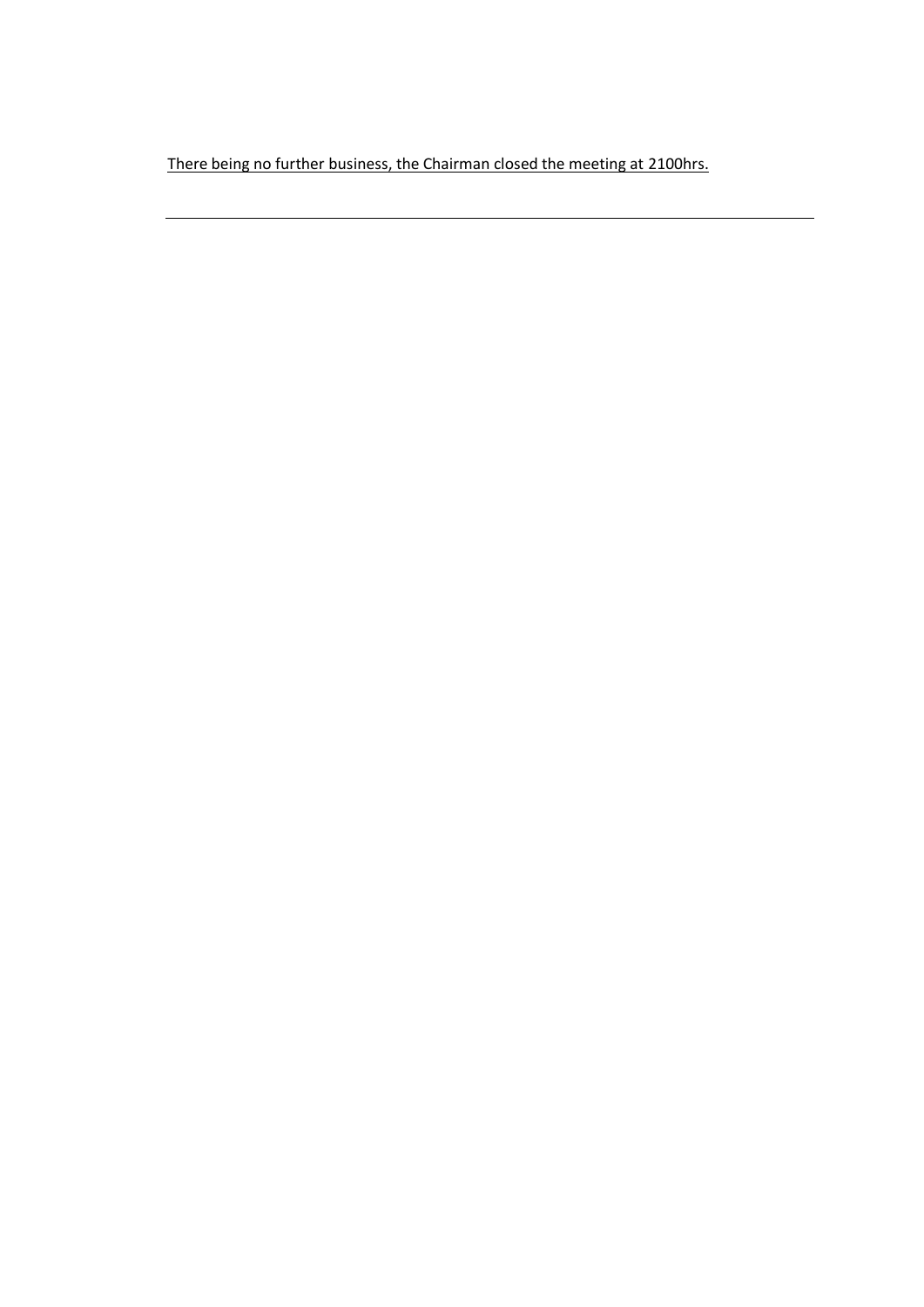<u>There being no further business, the Chairman closed the meeting at 2100hrs.</u>

---